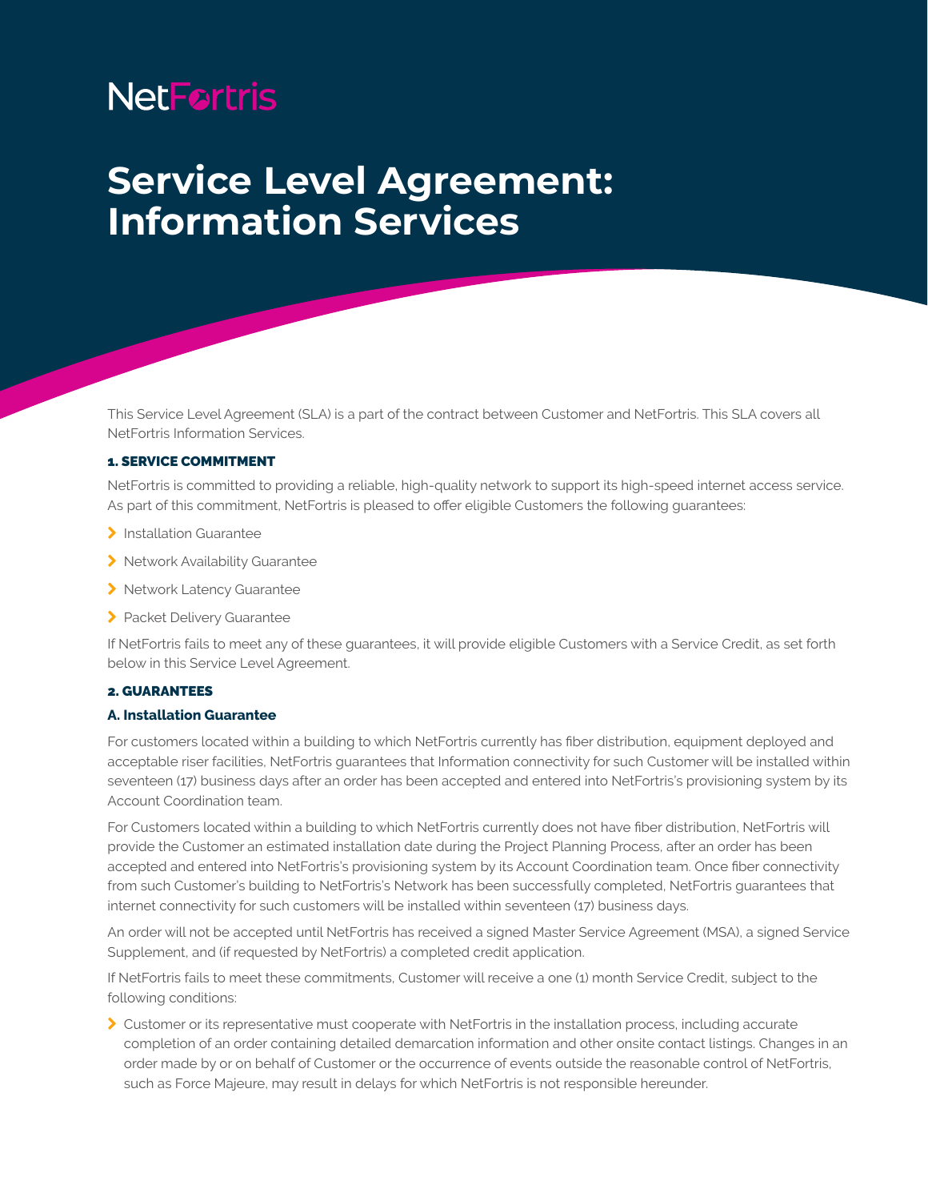NetFortris

# Service Level Agreement: Information Services

This Service Level Agreement (SLA) is a part of the contract between Customer and NetFortris. This SLA covers all NetFortris Information Services.

## 1. SERVICE COMMITMENT

NetFortris is committed to providing a reliable, high-quality network to support its high-speed internet access service. As part of this commitment, NetFortris is pleased to offer eligible Customers the following guarantees:

- Installation Guarantee
- Network Availability Guarantee
- Network Latency Guarantee
- Packet Delivery Guarantee

If NetFortris fails to meet any of these guarantees, it will provide eligible Customers with a Service Credit, as set forth below in this Service Level Agreement.

## 2. GUARANTEES

### A. Installation Guarantee

For customers located within a building to which NetFortris currently has fiber distribution, equipment deployed and acceptable riser facilities, NetFortris guarantees that Information connectivity for such Customer will be installed within seventeen (17) business days after an order has been accepted and entered into NetFortris's provisioning system by its Account Coordination team.

For Customers located within a building to which NetFortris currently does not have fiber distribution, NetFortris will provide the Customer an estimated installation date during the Project Planning Process, after an order has been accepted and entered into NetFortris's provisioning system by its Account Coordination team. Once fiber connectivity from such Customer's building to NetFortris's Network has been successfully completed, NetFortris guarantees that internet connectivity for such customers will be installed within seventeen (17) business days.

An order will not be accepted until NetFortris has received a signed Master Service Agreement (MSA), a signed Service Supplement, and (if requested by NetFortris) a completed credit application.

If NetFortris fails to meet these commitments, Customer will receive a one (1) month Service Credit, subject to the following conditions:

- Customer or its representative must cooperate with NetFortris in the installation process, including accurate completion of an order containing detailed demarcation information and other onsite contact listings. Changes in an order made by or on behalf of Customer or the occurrence of events outside the reasonable control of NetFortris, such as Force Majeure, may result in delays for which NetFortris is not responsible hereunder.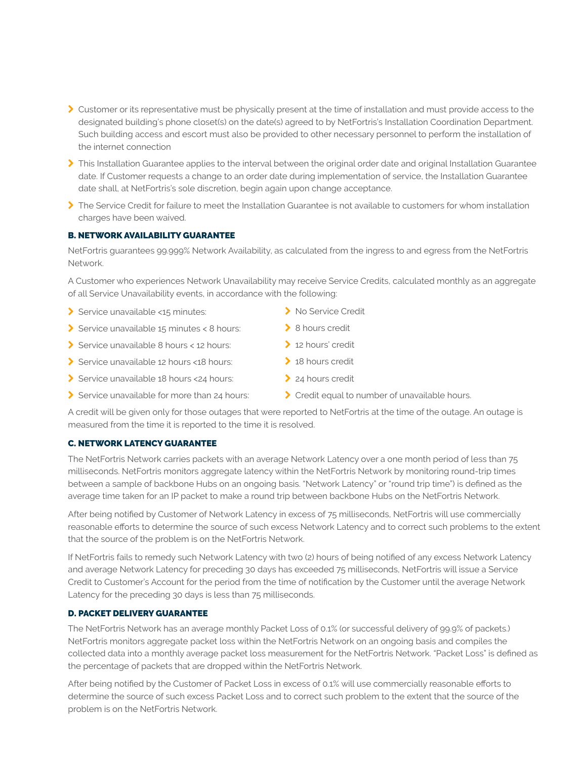- Customer or its representative must be physically present at the time of installation and must provide access to the designated building's phone closet(s) on the date(s) agreed to by NetFortris's Installation Coordination Department. Such building access and escort must also be provided to other necessary personnel to perform the installation of the internet connection
- This Installation Guarantee applies to the interval between the original order date and original Installation Guarantee date. If Customer requests a change to an order date during implementation of service, the Installation Guarantee date shall, at NetFortris's sole discretion, begin again upon change acceptance.
- The Service Credit for failure to meet the Installation Guarantee is not available to customers for whom installation charges have been waived.

### B. NETWORK AVAILABILITY GUARANTEE

NetFortris guarantees 99.999% Network Availability, as calculated from the ingress to and egress from the NetFortris Network.

A Customer who experiences Network Unavailability may receive Service Credits, calculated monthly as an aggregate of all Service Unavailability events, in accordance with the following:

| | |
|---|---|
| Service unavailable <15 minutes: | No Service Credit |
| Service unavailable 15 minutes < 8 hours: | 8 hours credit |
| Service unavailable 8 hours < 12 hours: | 12 hours' credit |
| Service unavailable 12 hours <18 hours: | 18 hours credit |
| Service unavailable 18 hours <24 hours: | 24 hours credit |
| Service unavailable for more than 24 hours: | Credit equal to number of unavailable hours. |

A credit will be given only for those outages that were reported to NetFortris at the time of the outage. An outage is measured from the time it is reported to the time it is resolved.

### C. NETWORK LATENCY GUARANTEE

The NetFortris Network carries packets with an average Network Latency over a one month period of less than 75 milliseconds. NetFortris monitors aggregate latency within the NetFortris Network by monitoring round-trip times between a sample of backbone Hubs on an ongoing basis. "Network Latency" or "round trip time") is defined as the average time taken for an IP packet to make a round trip between backbone Hubs on the NetFortris Network.

After being notified by Customer of Network Latency in excess of 75 milliseconds, NetFortris will use commercially reasonable efforts to determine the source of such excess Network Latency and to correct such problems to the extent that the source of the problem is on the NetFortris Network.

If NetFortris fails to remedy such Network Latency with two (2) hours of being notified of any excess Network Latency and average Network Latency for preceding 30 days has exceeded 75 milliseconds, NetFortris will issue a Service Credit to Customer's Account for the period from the time of notification by the Customer until the average Network Latency for the preceding 30 days is less than 75 milliseconds.

### D. PACKET DELIVERY GUARANTEE

The NetFortris Network has an average monthly Packet Loss of 0.1% (or successful delivery of 99.9% of packets.) NetFortris monitors aggregate packet loss within the NetFortris Network on an ongoing basis and compiles the collected data into a monthly average packet loss measurement for the NetFortris Network. "Packet Loss" is defined as the percentage of packets that are dropped within the NetFortris Network.

After being notified by the Customer of Packet Loss in excess of 0.1% will use commercially reasonable efforts to determine the source of such excess Packet Loss and to correct such problem to the extent that the source of the problem is on the NetFortris Network.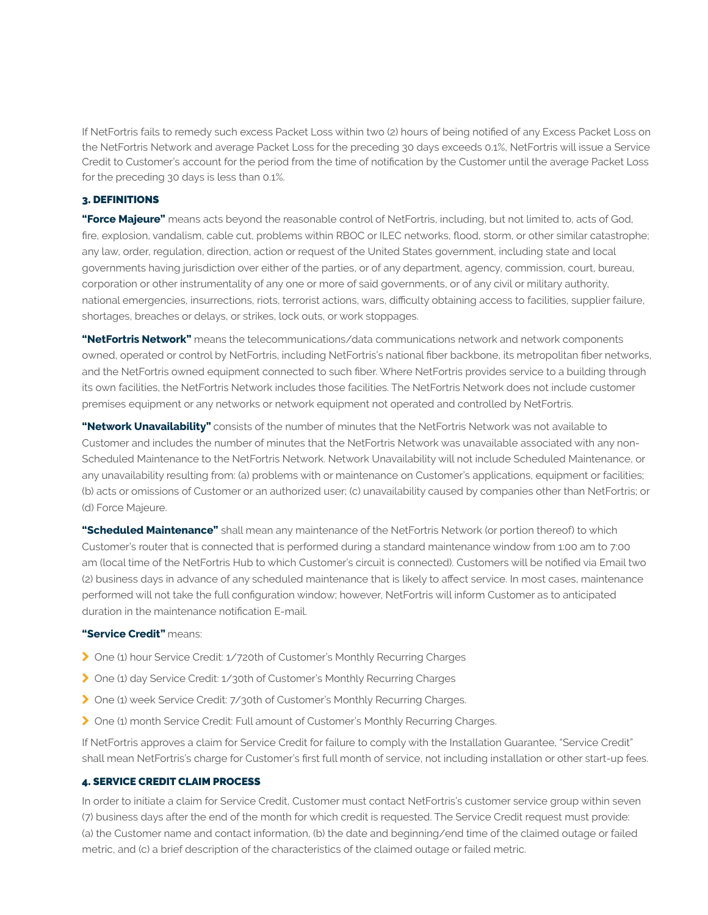If NetFortris fails to remedy such excess Packet Loss within two (2) hours of being notified of any Excess Packet Loss on the NetFortris Network and average Packet Loss for the preceding 30 days exceeds 0.1%, NetFortris will issue a Service Credit to Customer's account for the period from the time of notification by the Customer until the average Packet Loss for the preceding 30 days is less than 0.1%.

### 3. DEFINITIONS

**"Force Majeure"** means acts beyond the reasonable control of NetFortris, including, but not limited to, acts of God, fire, explosion, vandalism, cable cut, problems within RBOC or ILEC networks, flood, storm, or other similar catastrophe; any law, order, regulation, direction, action or request of the United States government, including state and local governments having jurisdiction over either of the parties, or of any department, agency, commission, court, bureau, corporation or other instrumentality of any one or more of said governments, or of any civil or military authority, national emergencies, insurrections, riots, terrorist actions, wars, difficulty obtaining access to facilities, supplier failure, shortages, breaches or delays, or strikes, lock outs, or work stoppages.

**"NetFortris Network"** means the telecommunications/data communications network and network components owned, operated or control by NetFortris, including NetFortris's national fiber backbone, its metropolitan fiber networks, and the NetFortris owned equipment connected to such fiber. Where NetFortris provides service to a building through its own facilities, the NetFortris Network includes those facilities. The NetFortris Network does not include customer premises equipment or any networks or network equipment not operated and controlled by NetFortris.

**"Network Unavailability"** consists of the number of minutes that the NetFortris Network was not available to Customer and includes the number of minutes that the NetFortris Network was unavailable associated with any non-Scheduled Maintenance to the NetFortris Network. Network Unavailability will not include Scheduled Maintenance, or any unavailability resulting from: (a) problems with or maintenance on Customer's applications, equipment or facilities; (b) acts or omissions of Customer or an authorized user; (c) unavailability caused by companies other than NetFortris; or (d) Force Majeure.

**"Scheduled Maintenance"** shall mean any maintenance of the NetFortris Network (or portion thereof) to which Customer's router that is connected that is performed during a standard maintenance window from 1:00 am to 7:00 am (local time of the NetFortris Hub to which Customer's circuit is connected). Customers will be notified via Email two (2) business days in advance of any scheduled maintenance that is likely to affect service. In most cases, maintenance performed will not take the full configuration window; however, NetFortris will inform Customer as to anticipated duration in the maintenance notification E-mail.

**"Service Credit"** means:

- One (1) hour Service Credit: 1/720th of Customer's Monthly Recurring Charges
- One (1) day Service Credit: 1/30th of Customer's Monthly Recurring Charges
- One (1) week Service Credit: 7/30th of Customer's Monthly Recurring Charges.
- One (1) month Service Credit: Full amount of Customer's Monthly Recurring Charges.

If NetFortris approves a claim for Service Credit for failure to comply with the Installation Guarantee, "Service Credit" shall mean NetFortris's charge for Customer's first full month of service, not including installation or other start-up fees.

### 4. SERVICE CREDIT CLAIM PROCESS

In order to initiate a claim for Service Credit, Customer must contact NetFortris's customer service group within seven (7) business days after the end of the month for which credit is requested. The Service Credit request must provide: (a) the Customer name and contact information, (b) the date and beginning/end time of the claimed outage or failed metric, and (c) a brief description of the characteristics of the claimed outage or failed metric.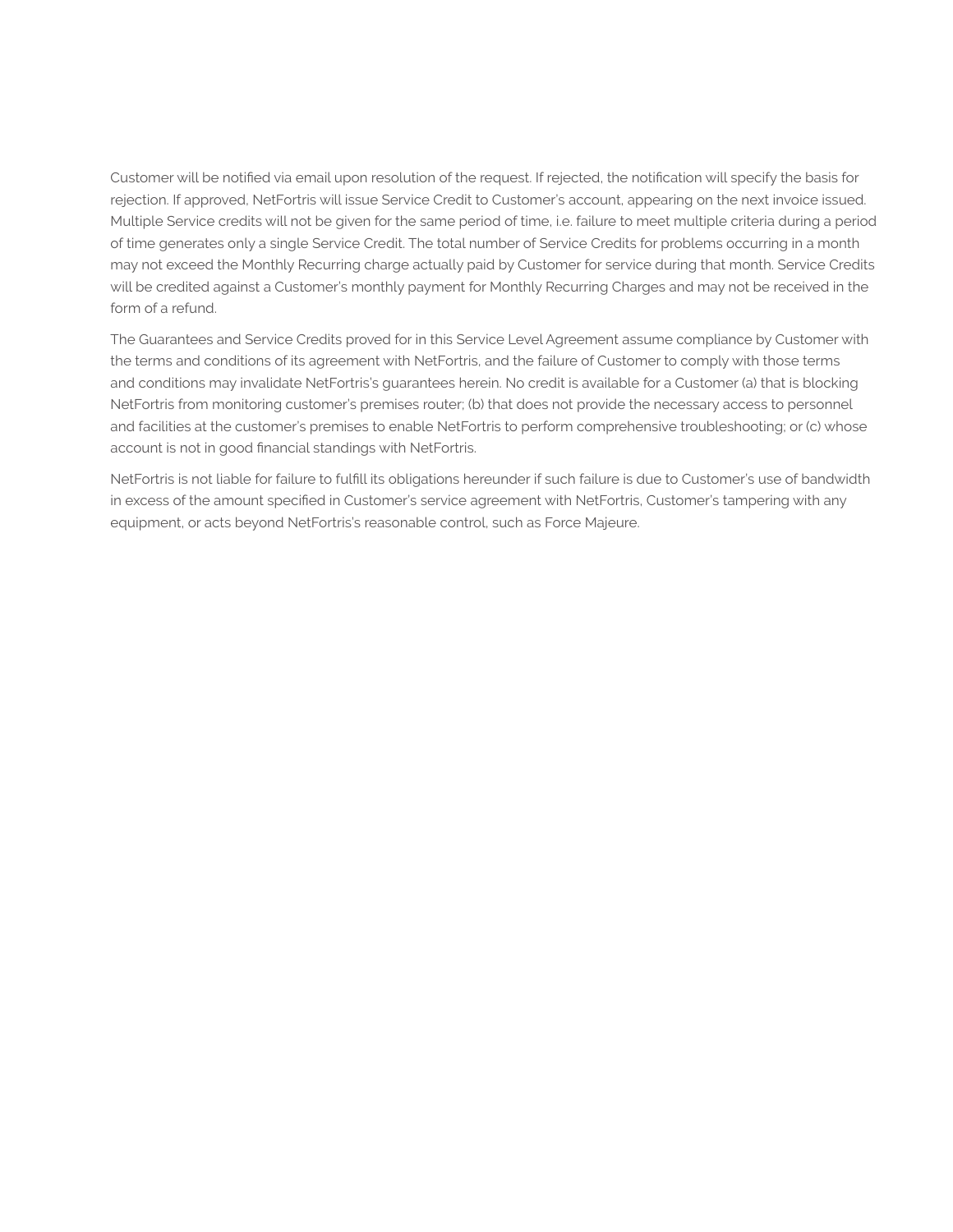Customer will be notified via email upon resolution of the request. If rejected, the notification will specify the basis for rejection. If approved, NetFortris will issue Service Credit to Customer's account, appearing on the next invoice issued. Multiple Service credits will not be given for the same period of time, i.e. failure to meet multiple criteria during a period of time generates only a single Service Credit. The total number of Service Credits for problems occurring in a month may not exceed the Monthly Recurring charge actually paid by Customer for service during that month. Service Credits will be credited against a Customer's monthly payment for Monthly Recurring Charges and may not be received in the form of a refund.

The Guarantees and Service Credits proved for in this Service Level Agreement assume compliance by Customer with the terms and conditions of its agreement with NetFortris, and the failure of Customer to comply with those terms and conditions may invalidate NetFortris's guarantees herein. No credit is available for a Customer (a) that is blocking NetFortris from monitoring customer's premises router; (b) that does not provide the necessary access to personnel and facilities at the customer's premises to enable NetFortris to perform comprehensive troubleshooting; or (c) whose account is not in good financial standings with NetFortris.

NetFortris is not liable for failure to fulfill its obligations hereunder if such failure is due to Customer's use of bandwidth in excess of the amount specified in Customer's service agreement with NetFortris, Customer's tampering with any equipment, or acts beyond NetFortris's reasonable control, such as Force Majeure.